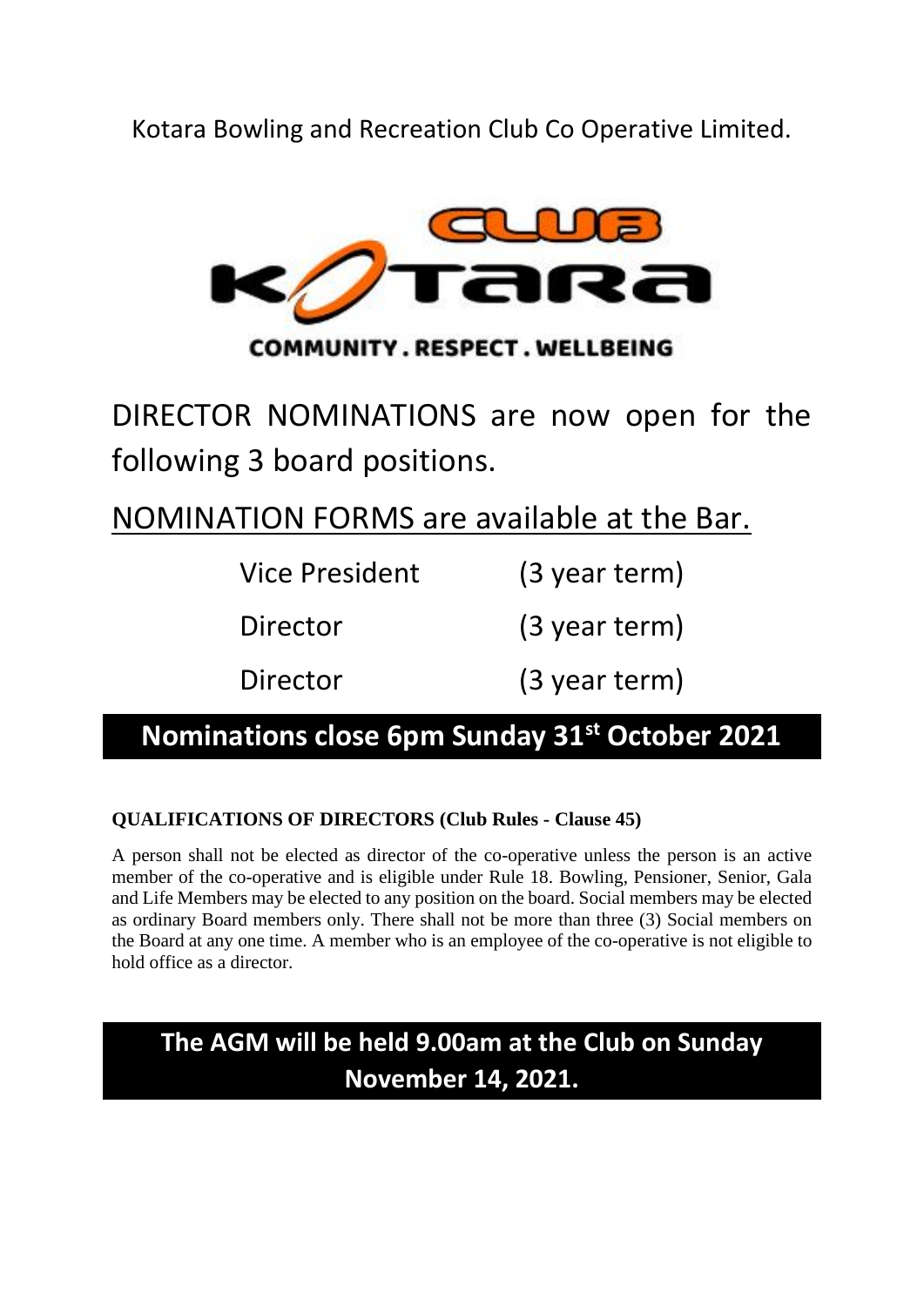Kotara Bowling and Recreation Club Co Operative Limited.

CLUB KOTARA

COMMUNITY . RESPECT . WELLBEING

# DIRECTOR NOMINATIONS are now open for the following 3 board positions.

## NOMINATION FORMS are available at the Bar.

| | |
|---|---|
| Vice President | (3 year term) |
| Director | (3 year term) |
| Director | (3 year term) |

## Nominations close 6pm Sunday 31st October 2021

**QUALIFICATIONS OF DIRECTORS (Club Rules - Clause 45)**

A person shall not be elected as director of the co-operative unless the person is an active member of the co-operative and is eligible under Rule 18. Bowling, Pensioner, Senior, Gala and Life Members may be elected to any position on the board. Social members may be elected as ordinary Board members only. There shall not be more than three (3) Social members on the Board at any one time. A member who is an employee of the co-operative is not eligible to hold office as a director.

## The AGM will be held 9.00am at the Club on Sunday November 14, 2021.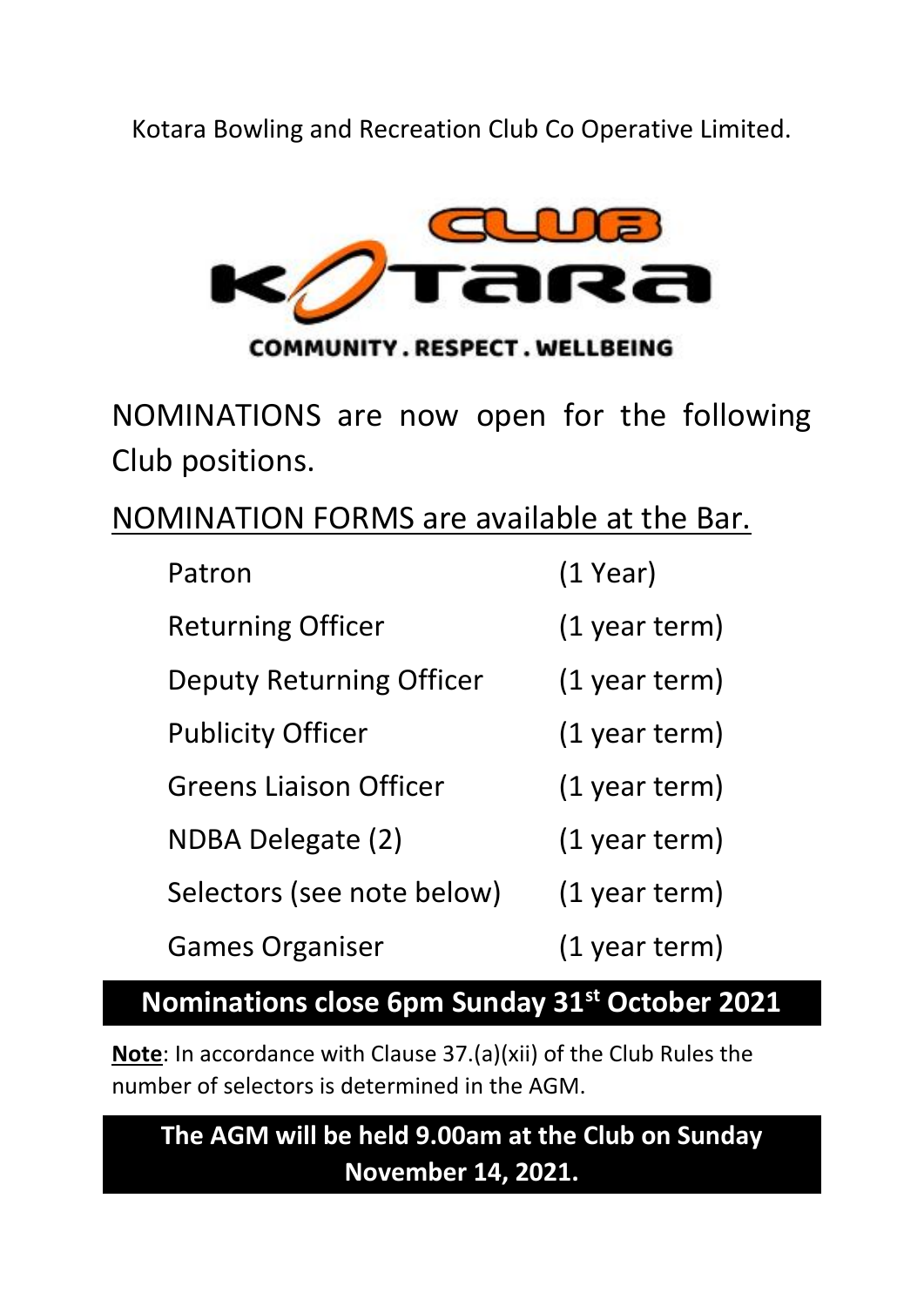Kotara Bowling and Recreation Club Co Operative Limited.

CLUB KOTARA

COMMUNITY . RESPECT . WELLBEING

NOMINATIONS are now open for the following Club positions.

NOMINATION FORMS are available at the Bar.

| | |
|---|---|
| Patron | (1 Year) |
| Returning Officer | (1 year term) |
| Deputy Returning Officer | (1 year term) |
| Publicity Officer | (1 year term) |
| Greens Liaison Officer | (1 year term) |
| NDBA Delegate (2) | (1 year term) |
| Selectors (see note below) | (1 year term) |
| Games Organiser | (1 year term) |

**Nominations close 6pm Sunday 31st October 2021**

**Note**: In accordance with Clause 37.(a)(xii) of the Club Rules the number of selectors is determined in the AGM.

**The AGM will be held 9.00am at the Club on Sunday November 14, 2021.**